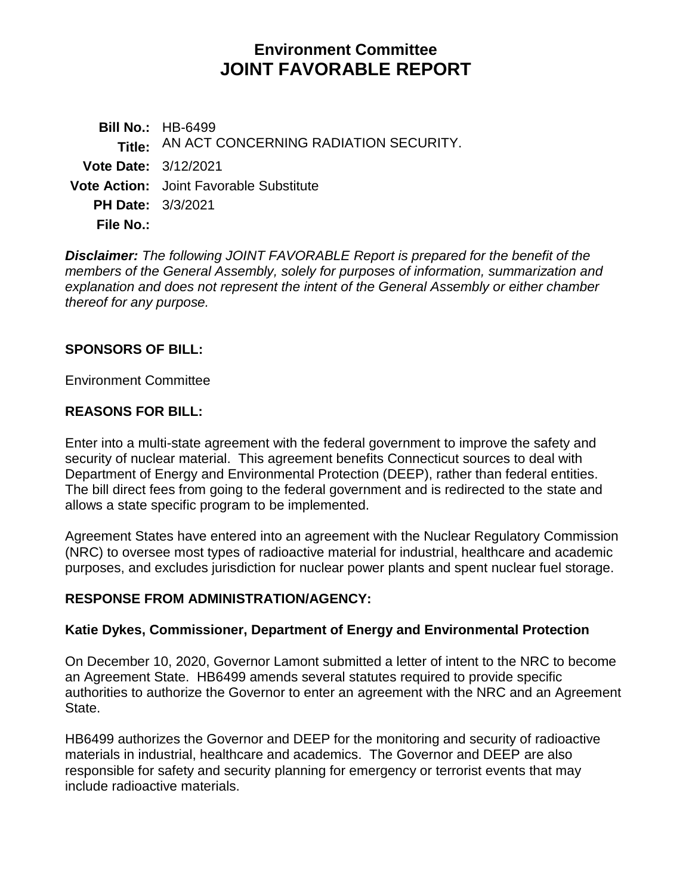# Environment Committee
# JOINT FAVORABLE REPORT

**Bill No.:** HB-6499
**Title:** AN ACT CONCERNING RADIATION SECURITY.
**Vote Date:** 3/12/2021
**Vote Action:** Joint Favorable Substitute
**PH Date:** 3/3/2021
**File No.:**

***Disclaimer:*** *The following JOINT FAVORABLE Report is prepared for the benefit of the members of the General Assembly, solely for purposes of information, summarization and explanation and does not represent the intent of the General Assembly or either chamber thereof for any purpose.*

## SPONSORS OF BILL:

Environment Committee

## REASONS FOR BILL:

Enter into a multi-state agreement with the federal government to improve the safety and security of nuclear material. This agreement benefits Connecticut sources to deal with Department of Energy and Environmental Protection (DEEP), rather than federal entities. The bill direct fees from going to the federal government and is redirected to the state and allows a state specific program to be implemented.

Agreement States have entered into an agreement with the Nuclear Regulatory Commission (NRC) to oversee most types of radioactive material for industrial, healthcare and academic purposes, and excludes jurisdiction for nuclear power plants and spent nuclear fuel storage.

## RESPONSE FROM ADMINISTRATION/AGENCY:

### Katie Dykes, Commissioner, Department of Energy and Environmental Protection

On December 10, 2020, Governor Lamont submitted a letter of intent to the NRC to become an Agreement State. HB6499 amends several statutes required to provide specific authorities to authorize the Governor to enter an agreement with the NRC and an Agreement State.

HB6499 authorizes the Governor and DEEP for the monitoring and security of radioactive materials in industrial, healthcare and academics. The Governor and DEEP are also responsible for safety and security planning for emergency or terrorist events that may include radioactive materials.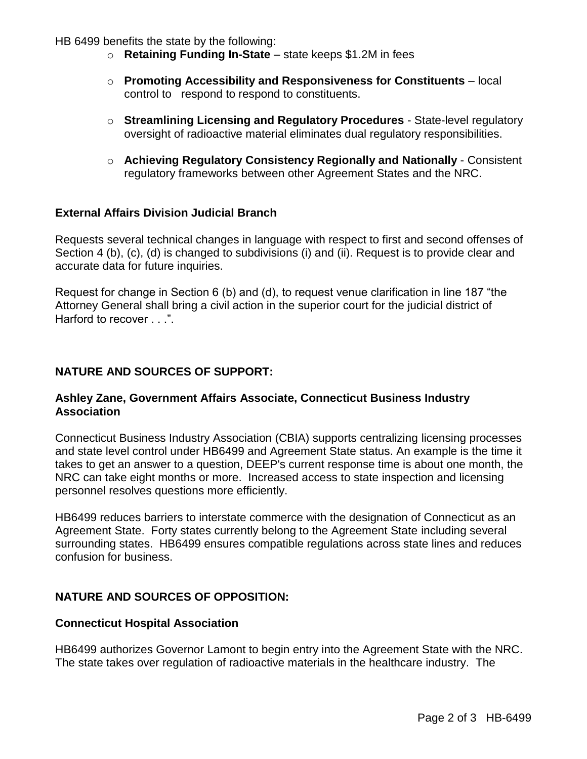HB 6499 benefits the state by the following:

- **Retaining Funding In-State** – state keeps $1.2M in fees
- **Promoting Accessibility and Responsiveness for Constituents** – local control to respond to respond to constituents.
- **Streamlining Licensing and Regulatory Procedures** - State-level regulatory oversight of radioactive material eliminates dual regulatory responsibilities.
- **Achieving Regulatory Consistency Regionally and Nationally** - Consistent regulatory frameworks between other Agreement States and the NRC.

**External Affairs Division Judicial Branch**

Requests several technical changes in language with respect to first and second offenses of Section 4 (b), (c), (d) is changed to subdivisions (i) and (ii). Request is to provide clear and accurate data for future inquiries.

Request for change in Section 6 (b) and (d), to request venue clarification in line 187 "the Attorney General shall bring a civil action in the superior court for the judicial district of Harford to recover . . .".

## NATURE AND SOURCES OF SUPPORT:

**Ashley Zane, Government Affairs Associate, Connecticut Business Industry Association**

Connecticut Business Industry Association (CBIA) supports centralizing licensing processes and state level control under HB6499 and Agreement State status. An example is the time it takes to get an answer to a question, DEEP's current response time is about one month, the NRC can take eight months or more. Increased access to state inspection and licensing personnel resolves questions more efficiently.

HB6499 reduces barriers to interstate commerce with the designation of Connecticut as an Agreement State. Forty states currently belong to the Agreement State including several surrounding states. HB6499 ensures compatible regulations across state lines and reduces confusion for business.

## NATURE AND SOURCES OF OPPOSITION:

**Connecticut Hospital Association**

HB6499 authorizes Governor Lamont to begin entry into the Agreement State with the NRC. The state takes over regulation of radioactive materials in the healthcare industry. The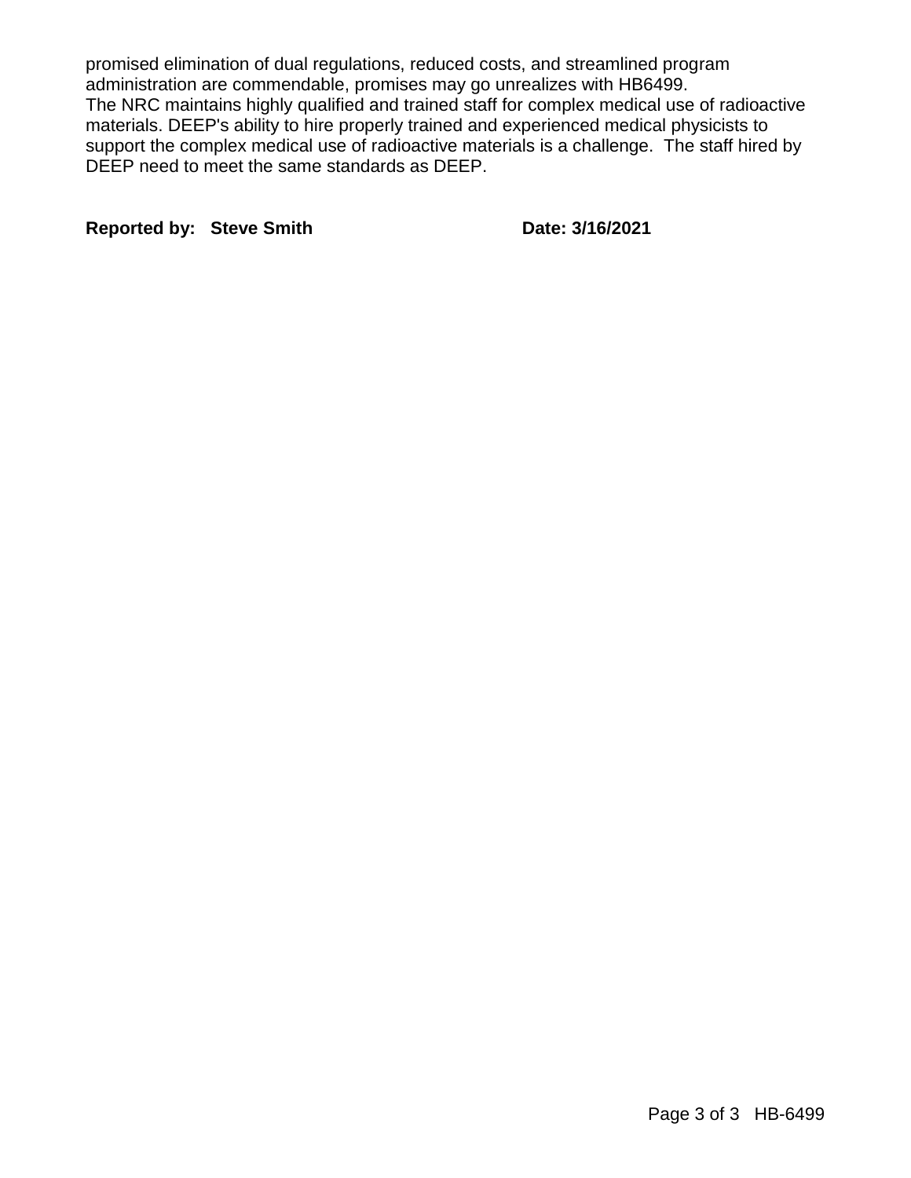promised elimination of dual regulations, reduced costs, and streamlined program administration are commendable, promises may go unrealizes with HB6499.
The NRC maintains highly qualified and trained staff for complex medical use of radioactive materials. DEEP's ability to hire properly trained and experienced medical physicists to support the complex medical use of radioactive materials is a challenge. The staff hired by DEEP need to meet the same standards as DEEP.

**Reported by: Steve Smith** **Date: 3/16/2021**